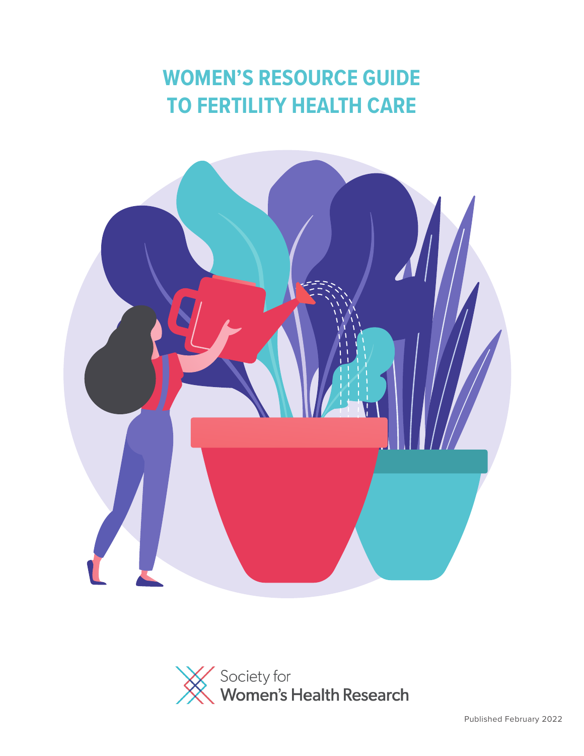# WOMEN'S RESOURCE GUIDE TO FERTILITY HEALTH CARE

Society for Women's Health Research

Published February 2022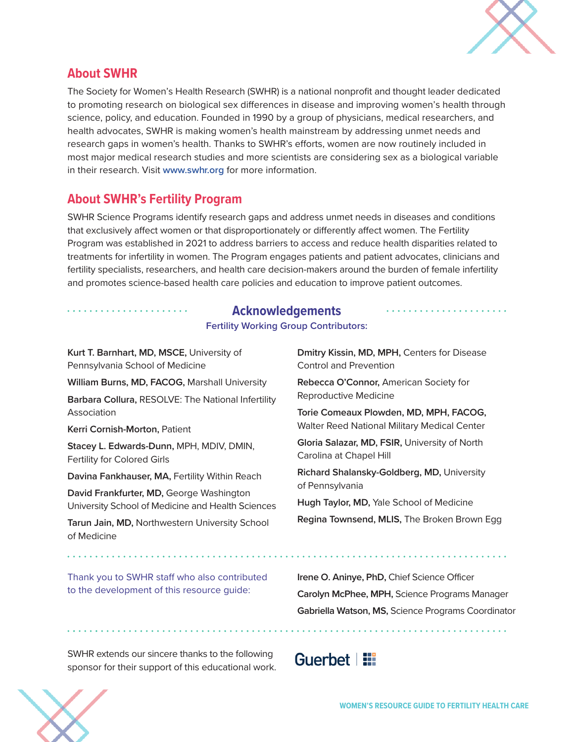## About SWHR

The Society for Women's Health Research (SWHR) is a national nonprofit and thought leader dedicated to promoting research on biological sex differences in disease and improving women's health through science, policy, and education. Founded in 1990 by a group of physicians, medical researchers, and health advocates, SWHR is making women's health mainstream by addressing unmet needs and research gaps in women's health. Thanks to SWHR's efforts, women are now routinely included in most major medical research studies and more scientists are considering sex as a biological variable in their research. Visit www.swhr.org for more information.

## About SWHR's Fertility Program

SWHR Science Programs identify research gaps and address unmet needs in diseases and conditions that exclusively affect women or that disproportionately or differently affect women. The Fertility Program was established in 2021 to address barriers to access and reduce health disparities related to treatments for infertility in women. The Program engages patients and patient advocates, clinicians and fertility specialists, researchers, and health care decision-makers around the burden of female infertility and promotes science-based health care policies and education to improve patient outcomes.

## Acknowledgements

### Fertility Working Group Contributors:

**Kurt T. Barnhart, MD, MSCE,** University of Pennsylvania School of Medicine

**William Burns, MD, FACOG,** Marshall University

**Barbara Collura,** RESOLVE: The National Infertility Association

**Kerri Cornish-Morton,** Patient

**Stacey L. Edwards-Dunn,** MPH, MDIV, DMIN, Fertility for Colored Girls

**Davina Fankhauser, MA,** Fertility Within Reach

**David Frankfurter, MD,** George Washington University School of Medicine and Health Sciences

**Tarun Jain, MD,** Northwestern University School of Medicine

**Dmitry Kissin, MD, MPH,** Centers for Disease Control and Prevention

**Rebecca O'Connor,** American Society for Reproductive Medicine

**Torie Comeaux Plowden, MD, MPH, FACOG,** Walter Reed National Military Medical Center

**Gloria Salazar, MD, FSIR,** University of North Carolina at Chapel Hill

**Richard Shalansky-Goldberg, MD,** University of Pennsylvania

**Hugh Taylor, MD,** Yale School of Medicine

**Regina Townsend, MLIS,** The Broken Brown Egg

Thank you to SWHR staff who also contributed to the development of this resource guide:

**Irene O. Aninye, PhD,** Chief Science Officer

**Carolyn McPhee, MPH,** Science Programs Manager

**Gabriella Watson, MS,** Science Programs Coordinator

SWHR extends our sincere thanks to the following sponsor for their support of this educational work.

Guerbet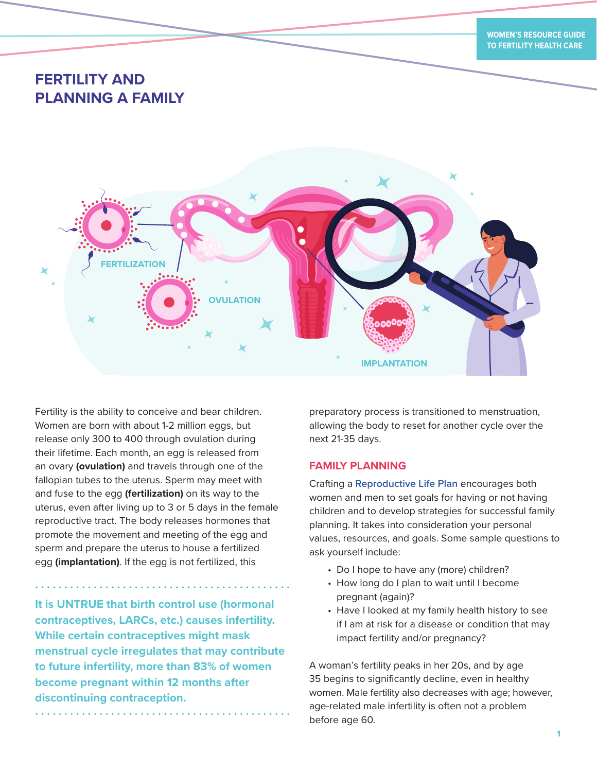# FERTILITY AND PLANNING A FAMILY

Fertility is the ability to conceive and bear children. Women are born with about 1-2 million eggs, but release only 300 to 400 through ovulation during their lifetime. Each month, an egg is released from an ovary **(ovulation)** and travels through one of the fallopian tubes to the uterus. Sperm may meet with and fuse to the egg **(fertilization)** on its way to the uterus, even after living up to 3 or 5 days in the female reproductive tract. The body releases hormones that promote the movement and meeting of the egg and sperm and prepare the uterus to house a fertilized egg **(implantation)**. If the egg is not fertilized, this preparatory process is transitioned to menstruation, allowing the body to reset for another cycle over the next 21-35 days.

**It is UNTRUE that birth control use (hormonal contraceptives, LARCs, etc.) causes infertility. While certain contraceptives might mask menstrual cycle irregulates that may contribute to future infertility, more than 83% of women become pregnant within 12 months after discontinuing contraception.**

## FAMILY PLANNING

Crafting a Reproductive Life Plan encourages both women and men to set goals for having or not having children and to develop strategies for successful family planning. It takes into consideration your personal values, resources, and goals. Some sample questions to ask yourself include:

- Do I hope to have any (more) children?
- How long do I plan to wait until I become pregnant (again)?
- Have I looked at my family health history to see if I am at risk for a disease or condition that may impact fertility and/or pregnancy?

A woman's fertility peaks in her 20s, and by age 35 begins to significantly decline, even in healthy women. Male fertility also decreases with age; however, age-related male infertility is often not a problem before age 60.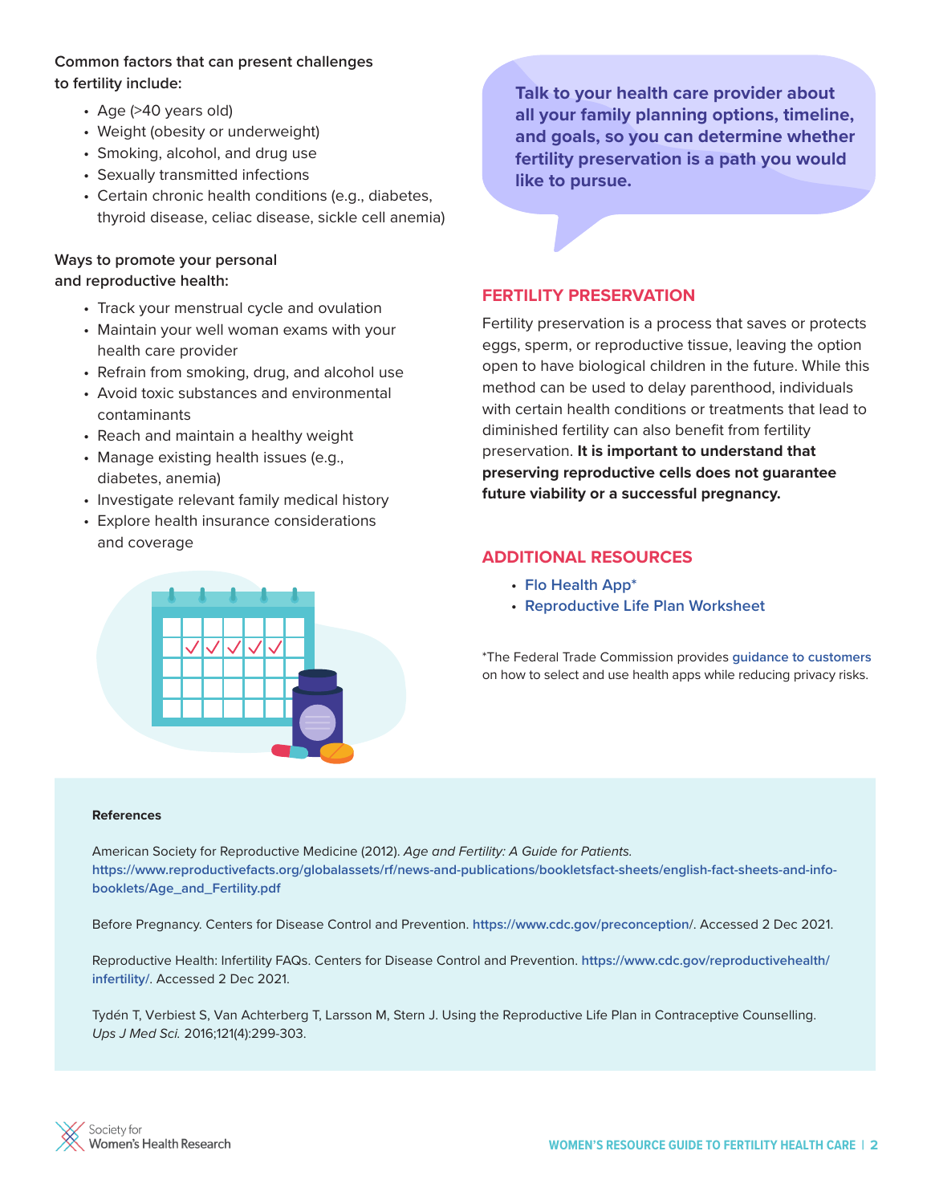**Common factors that can present challenges to fertility include:**

- Age (>40 years old)
- Weight (obesity or underweight)
- Smoking, alcohol, and drug use
- Sexually transmitted infections
- Certain chronic health conditions (e.g., diabetes, thyroid disease, celiac disease, sickle cell anemia)

**Ways to promote your personal and reproductive health:**

- Track your menstrual cycle and ovulation
- Maintain your well woman exams with your health care provider
- Refrain from smoking, drug, and alcohol use
- Avoid toxic substances and environmental contaminants
- Reach and maintain a healthy weight
- Manage existing health issues (e.g., diabetes, anemia)
- Investigate relevant family medical history
- Explore health insurance considerations and coverage

**Talk to your health care provider about all your family planning options, timeline, and goals, so you can determine whether fertility preservation is a path you would like to pursue.**

## FERTILITY PRESERVATION

Fertility preservation is a process that saves or protects eggs, sperm, or reproductive tissue, leaving the option open to have biological children in the future. While this method can be used to delay parenthood, individuals with certain health conditions or treatments that lead to diminished fertility can also benefit from fertility preservation. **It is important to understand that preserving reproductive cells does not guarantee future viability or a successful pregnancy.**

## ADDITIONAL RESOURCES

- Flo Health App*
- Reproductive Life Plan Worksheet

*The Federal Trade Commission provides guidance to customers on how to select and use health apps while reducing privacy risks.

**References**

American Society for Reproductive Medicine (2012). *Age and Fertility: A Guide for Patients.* https://www.reproductivefacts.org/globalassets/rf/news-and-publications/bookletsfact-sheets/english-fact-sheets-and-info-booklets/Age_and_Fertility.pdf

Before Pregnancy. Centers for Disease Control and Prevention. https://www.cdc.gov/preconception/. Accessed 2 Dec 2021.

Reproductive Health: Infertility FAQs. Centers for Disease Control and Prevention. https://www.cdc.gov/reproductivehealth/infertility/. Accessed 2 Dec 2021.

Tydén T, Verbiest S, Van Achterberg T, Larsson M, Stern J. Using the Reproductive Life Plan in Contraceptive Counselling. *Ups J Med Sci.* 2016;121(4):299-303.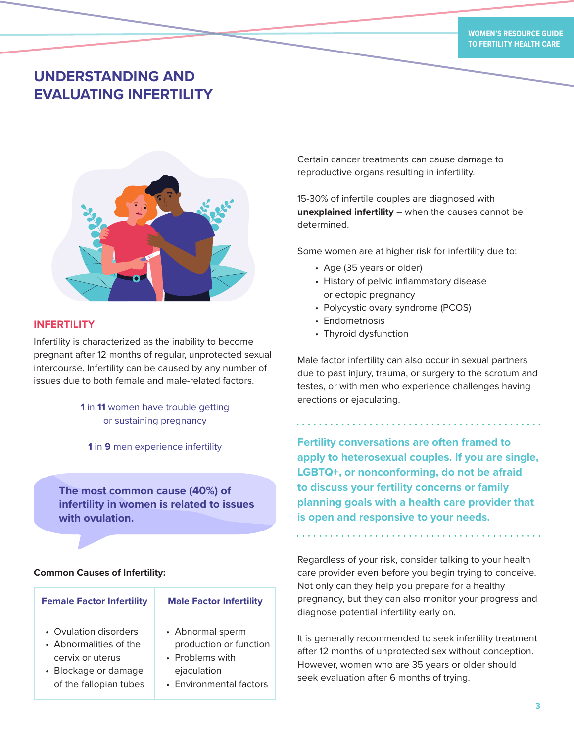# UNDERSTANDING AND EVALUATING INFERTILITY

## INFERTILITY

Infertility is characterized as the inability to become pregnant after 12 months of regular, unprotected sexual intercourse. Infertility can be caused by any number of issues due to both female and male-related factors.

**1** in **11** women have trouble getting or sustaining pregnancy

**1** in **9** men experience infertility

**The most common cause (40%) of infertility in women is related to issues with ovulation.**

**Common Causes of Infertility:**

| Female Factor Infertility | Male Factor Infertility |
|---|---|
| • Ovulation disorders<br>• Abnormalities of the cervix or uterus<br>• Blockage or damage of the fallopian tubes | • Abnormal sperm production or function<br>• Problems with ejaculation<br>• Environmental factors |

Certain cancer treatments can cause damage to reproductive organs resulting in infertility.

15-30% of infertile couples are diagnosed with **unexplained infertility** – when the causes cannot be determined.

Some women are at higher risk for infertility due to:

- Age (35 years or older)
- History of pelvic inflammatory disease or ectopic pregnancy
- Polycystic ovary syndrome (PCOS)
- Endometriosis
- Thyroid dysfunction

Male factor infertility can also occur in sexual partners due to past injury, trauma, or surgery to the scrotum and testes, or with men who experience challenges having erections or ejaculating.

**Fertility conversations are often framed to apply to heterosexual couples. If you are single, LGBTQ+, or nonconforming, do not be afraid to discuss your fertility concerns or family planning goals with a health care provider that is open and responsive to your needs.**

Regardless of your risk, consider talking to your health care provider even before you begin trying to conceive. Not only can they help you prepare for a healthy pregnancy, but they can also monitor your progress and diagnose potential infertility early on.

It is generally recommended to seek infertility treatment after 12 months of unprotected sex without conception. However, women who are 35 years or older should seek evaluation after 6 months of trying.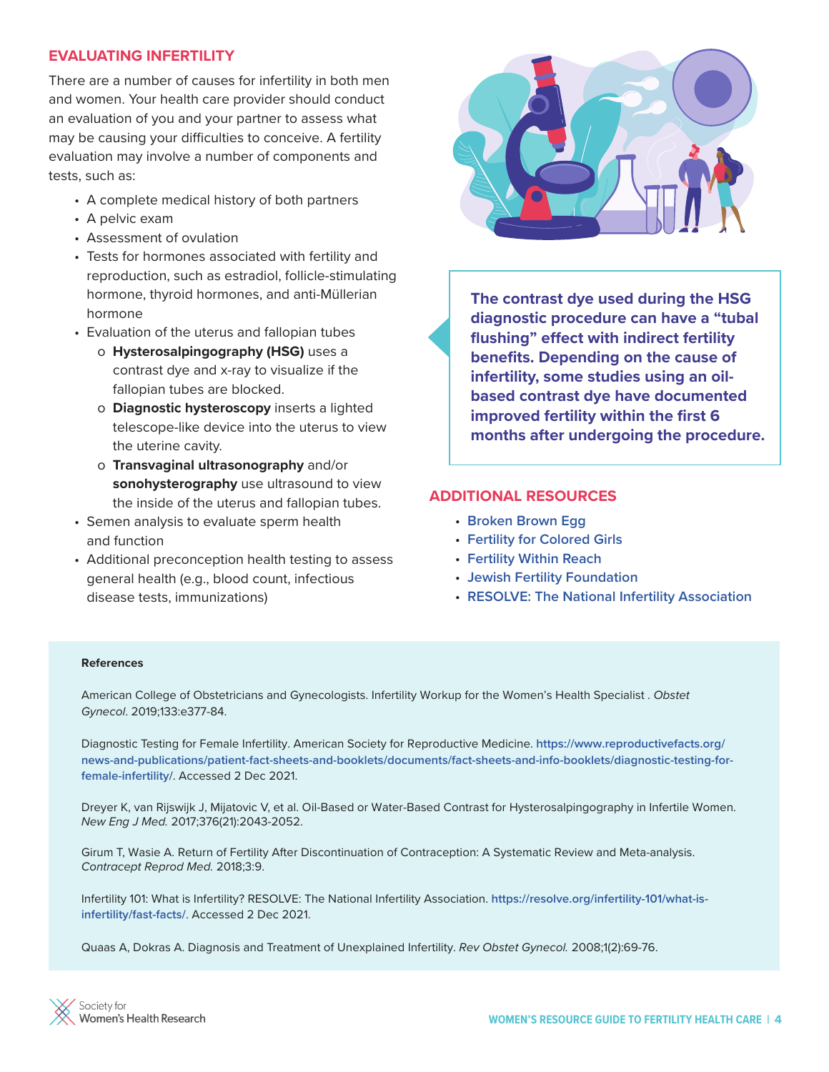## EVALUATING INFERTILITY

There are a number of causes for infertility in both men and women. Your health care provider should conduct an evaluation of you and your partner to assess what may be causing your difficulties to conceive. A fertility evaluation may involve a number of components and tests, such as:

- A complete medical history of both partners
- A pelvic exam
- Assessment of ovulation
- Tests for hormones associated with fertility and reproduction, such as estradiol, follicle-stimulating hormone, thyroid hormones, and anti-Müllerian hormone
- Evaluation of the uterus and fallopian tubes
  - **Hysterosalpingography (HSG)** uses a contrast dye and x-ray to visualize if the fallopian tubes are blocked.
  - **Diagnostic hysteroscopy** inserts a lighted telescope-like device into the uterus to view the uterine cavity.
  - **Transvaginal ultrasonography** and/or **sonohysterography** use ultrasound to view the inside of the uterus and fallopian tubes.
- Semen analysis to evaluate sperm health and function
- Additional preconception health testing to assess general health (e.g., blood count, infectious disease tests, immunizations)

**The contrast dye used during the HSG diagnostic procedure can have a "tubal flushing" effect with indirect fertility benefits. Depending on the cause of infertility, some studies using an oil-based contrast dye have documented improved fertility within the first 6 months after undergoing the procedure.**

## ADDITIONAL RESOURCES

- Broken Brown Egg
- Fertility for Colored Girls
- Fertility Within Reach
- Jewish Fertility Foundation
- RESOLVE: The National Infertility Association

**References**

American College of Obstetricians and Gynecologists. Infertility Workup for the Women's Health Specialist . *Obstet Gynecol*. 2019;133:e377-84.

Diagnostic Testing for Female Infertility. American Society for Reproductive Medicine. https://www.reproductivefacts.org/news-and-publications/patient-fact-sheets-and-booklets/documents/fact-sheets-and-info-booklets/diagnostic-testing-for-female-infertility/. Accessed 2 Dec 2021.

Dreyer K, van Rijswijk J, Mijatovic V, et al. Oil-Based or Water-Based Contrast for Hysterosalpingography in Infertile Women. *New Eng J Med.* 2017;376(21):2043-2052.

Girum T, Wasie A. Return of Fertility After Discontinuation of Contraception: A Systematic Review and Meta-analysis. *Contracept Reprod Med.* 2018;3:9.

Infertility 101: What is Infertility? RESOLVE: The National Infertility Association. https://resolve.org/infertility-101/what-is-infertility/fast-facts/. Accessed 2 Dec 2021.

Quaas A, Dokras A. Diagnosis and Treatment of Unexplained Infertility. *Rev Obstet Gynecol.* 2008;1(2):69-76.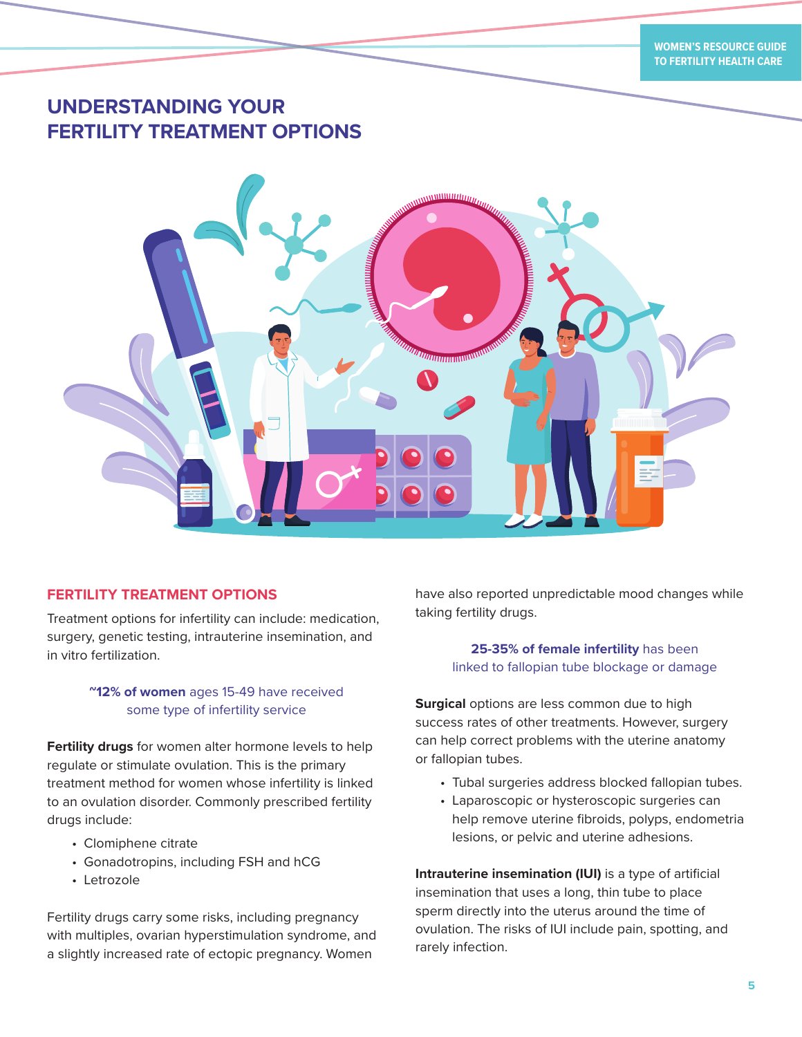# UNDERSTANDING YOUR FERTILITY TREATMENT OPTIONS

## FERTILITY TREATMENT OPTIONS

Treatment options for infertility can include: medication, surgery, genetic testing, intrauterine insemination, and in vitro fertilization.

**~12% of women** ages 15-49 have received some type of infertility service

**Fertility drugs** for women alter hormone levels to help regulate or stimulate ovulation. This is the primary treatment method for women whose infertility is linked to an ovulation disorder. Commonly prescribed fertility drugs include:

- Clomiphene citrate
- Gonadotropins, including FSH and hCG
- Letrozole

Fertility drugs carry some risks, including pregnancy with multiples, ovarian hyperstimulation syndrome, and a slightly increased rate of ectopic pregnancy. Women have also reported unpredictable mood changes while taking fertility drugs.

**25-35% of female infertility** has been linked to fallopian tube blockage or damage

**Surgical** options are less common due to high success rates of other treatments. However, surgery can help correct problems with the uterine anatomy or fallopian tubes.

- Tubal surgeries address blocked fallopian tubes.
- Laparoscopic or hysteroscopic surgeries can help remove uterine fibroids, polyps, endometria lesions, or pelvic and uterine adhesions.

**Intrauterine insemination (IUI)** is a type of artificial insemination that uses a long, thin tube to place sperm directly into the uterus around the time of ovulation. The risks of IUI include pain, spotting, and rarely infection.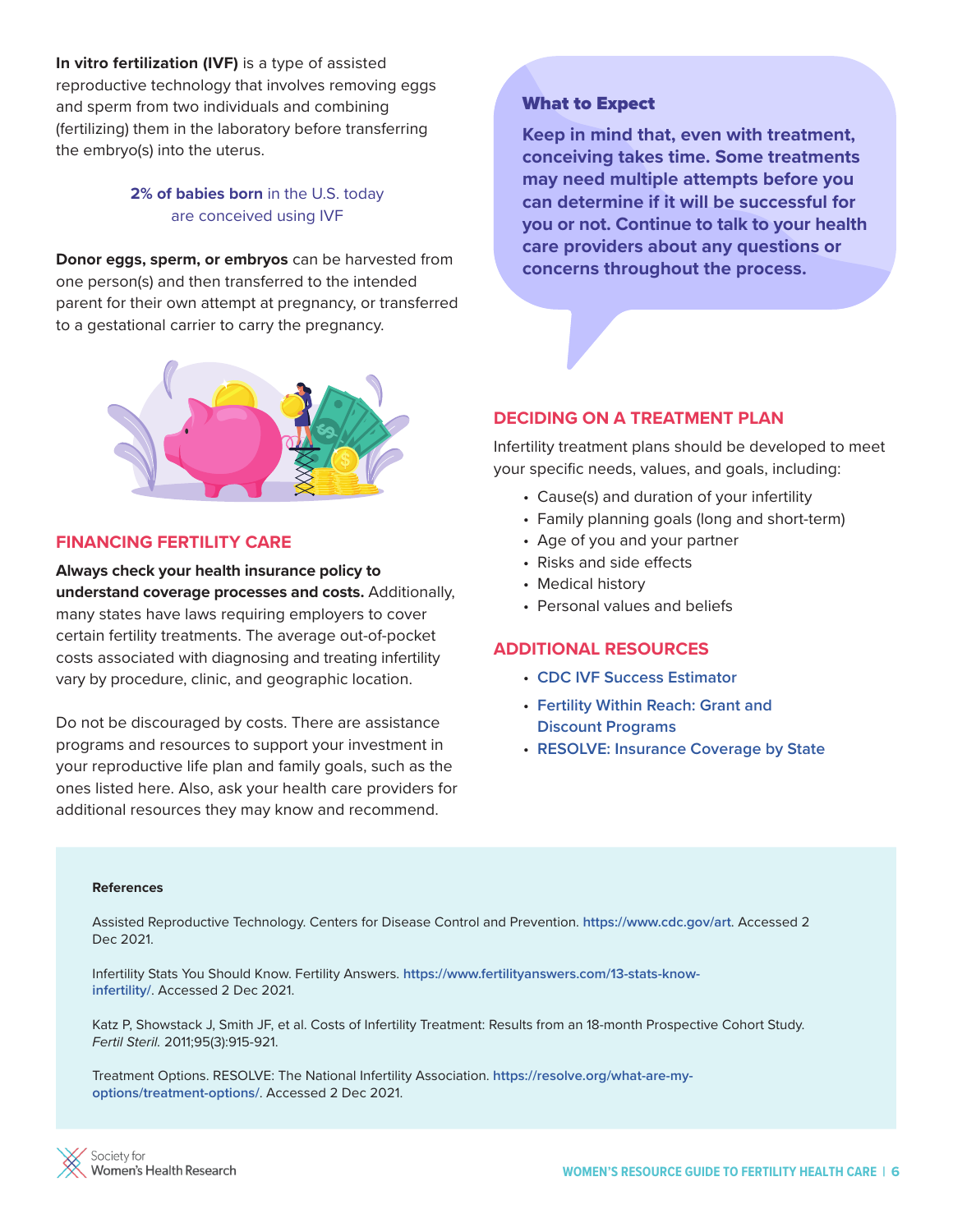**In vitro fertilization (IVF)** is a type of assisted reproductive technology that involves removing eggs and sperm from two individuals and combining (fertilizing) them in the laboratory before transferring the embryo(s) into the uterus.

**2% of babies born** in the U.S. today are conceived using IVF

**Donor eggs, sperm, or embryos** can be harvested from one person(s) and then transferred to the intended parent for their own attempt at pregnancy, or transferred to a gestational carrier to carry the pregnancy.

## FINANCING FERTILITY CARE

**Always check your health insurance policy to understand coverage processes and costs.** Additionally, many states have laws requiring employers to cover certain fertility treatments. The average out-of-pocket costs associated with diagnosing and treating infertility vary by procedure, clinic, and geographic location.

Do not be discouraged by costs. There are assistance programs and resources to support your investment in your reproductive life plan and family goals, such as the ones listed here. Also, ask your health care providers for additional resources they may know and recommend.

### What to Expect

**Keep in mind that, even with treatment, conceiving takes time. Some treatments may need multiple attempts before you can determine if it will be successful for you or not. Continue to talk to your health care providers about any questions or concerns throughout the process.**

## DECIDING ON A TREATMENT PLAN

Infertility treatment plans should be developed to meet your specific needs, values, and goals, including:

- Cause(s) and duration of your infertility
- Family planning goals (long and short-term)
- Age of you and your partner
- Risks and side effects
- Medical history
- Personal values and beliefs

## ADDITIONAL RESOURCES

- CDC IVF Success Estimator
- Fertility Within Reach: Grant and Discount Programs
- RESOLVE: Insurance Coverage by State

**References**

Assisted Reproductive Technology. Centers for Disease Control and Prevention. https://www.cdc.gov/art. Accessed 2 Dec 2021.

Infertility Stats You Should Know. Fertility Answers. https://www.fertilityanswers.com/13-stats-know-infertility/. Accessed 2 Dec 2021.

Katz P, Showstack J, Smith JF, et al. Costs of Infertility Treatment: Results from an 18-month Prospective Cohort Study. *Fertil Steril.* 2011;95(3):915-921.

Treatment Options. RESOLVE: The National Infertility Association. https://resolve.org/what-are-my-options/treatment-options/. Accessed 2 Dec 2021.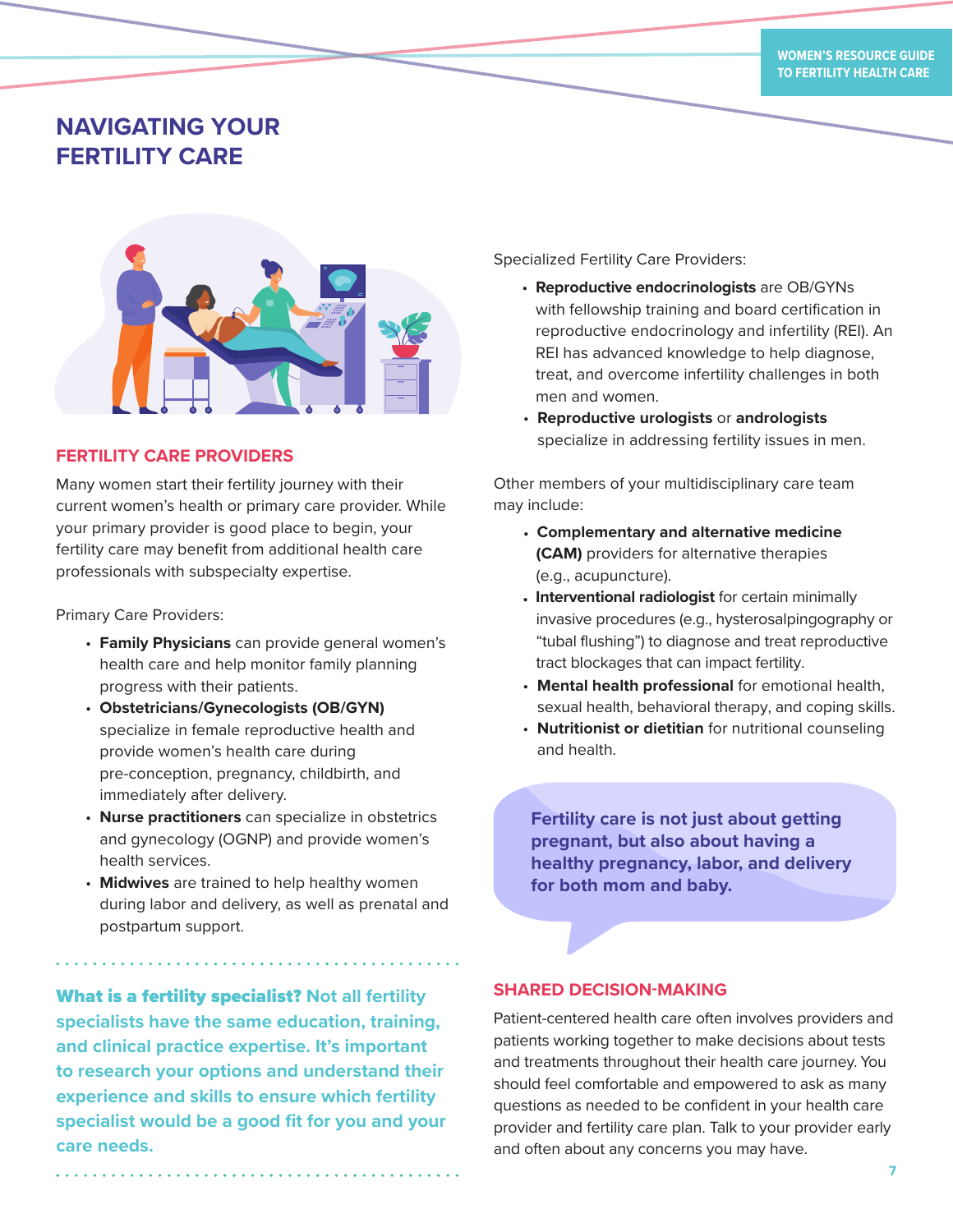# NAVIGATING YOUR FERTILITY CARE

## FERTILITY CARE PROVIDERS

Many women start their fertility journey with their current women's health or primary care provider. While your primary provider is good place to begin, your fertility care may benefit from additional health care professionals with subspecialty expertise.

Primary Care Providers:

- **Family Physicians** can provide general women's health care and help monitor family planning progress with their patients.
- **Obstetricians/Gynecologists (OB/GYN)** specialize in female reproductive health and provide women's health care during pre-conception, pregnancy, childbirth, and immediately after delivery.
- **Nurse practitioners** can specialize in obstetrics and gynecology (OGNP) and provide women's health services.
- **Midwives** are trained to help healthy women during labor and delivery, as well as prenatal and postpartum support.

**What is a fertility specialist?** Not all fertility specialists have the same education, training, and clinical practice expertise. It's important to research your options and understand their experience and skills to ensure which fertility specialist would be a good fit for you and your care needs.

Specialized Fertility Care Providers:

- **Reproductive endocrinologists** are OB/GYNs with fellowship training and board certification in reproductive endocrinology and infertility (REI). An REI has advanced knowledge to help diagnose, treat, and overcome infertility challenges in both men and women.
- **Reproductive urologists** or **andrologists** specialize in addressing fertility issues in men.

Other members of your multidisciplinary care team may include:

- **Complementary and alternative medicine (CAM)** providers for alternative therapies (e.g., acupuncture).
- **Interventional radiologist** for certain minimally invasive procedures (e.g., hysterosalpingography or "tubal flushing") to diagnose and treat reproductive tract blockages that can impact fertility.
- **Mental health professional** for emotional health, sexual health, behavioral therapy, and coping skills.
- **Nutritionist or dietitian** for nutritional counseling and health.

**Fertility care is not just about getting pregnant, but also about having a healthy pregnancy, labor, and delivery for both mom and baby.**

## SHARED DECISION-MAKING

Patient-centered health care often involves providers and patients working together to make decisions about tests and treatments throughout their health care journey. You should feel comfortable and empowered to ask as many questions as needed to be confident in your health care provider and fertility care plan. Talk to your provider early and often about any concerns you may have.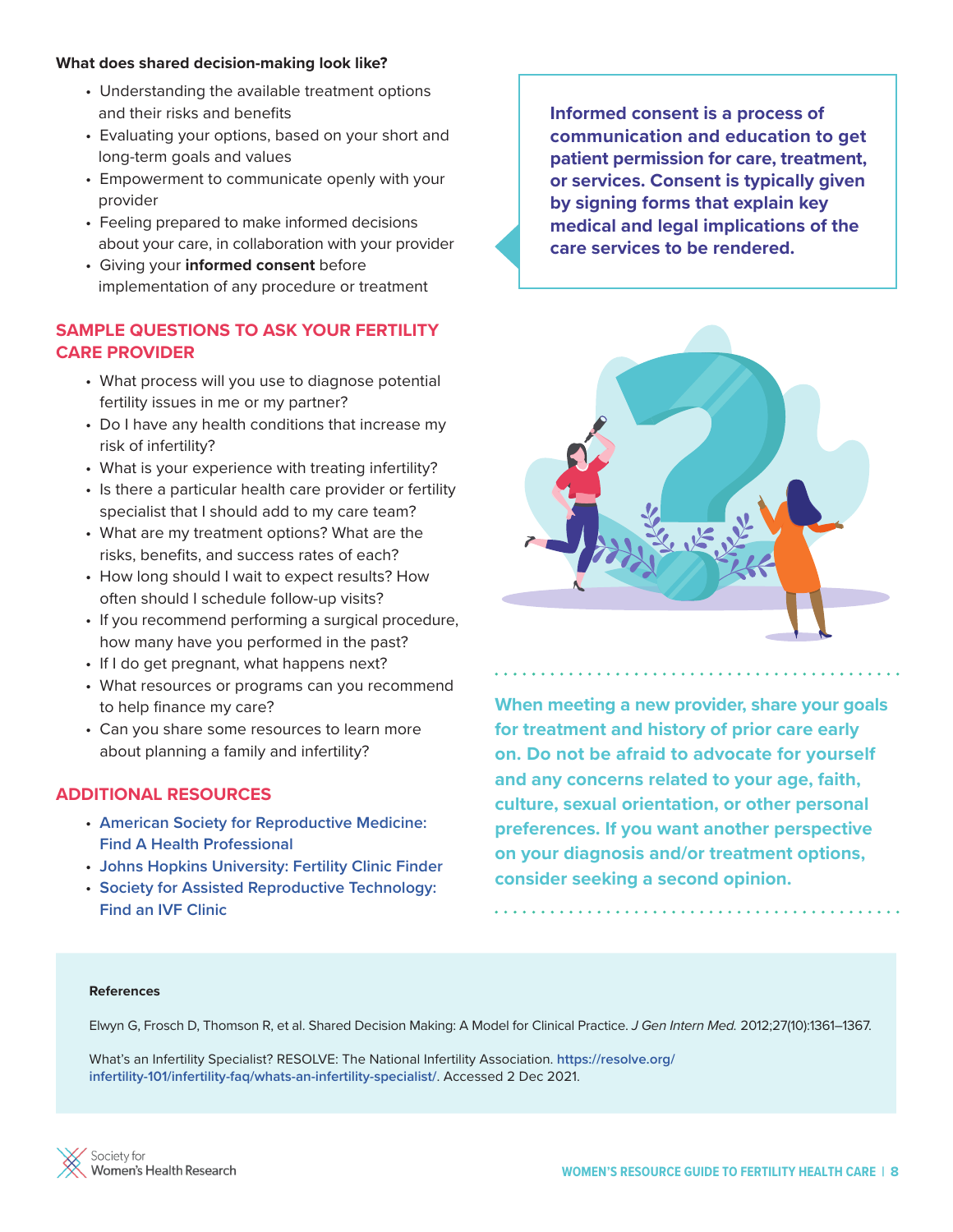**What does shared decision-making look like?**

- Understanding the available treatment options and their risks and benefits
- Evaluating your options, based on your short and long-term goals and values
- Empowerment to communicate openly with your provider
- Feeling prepared to make informed decisions about your care, in collaboration with your provider
- Giving your **informed consent** before implementation of any procedure or treatment

**Informed consent is a process of communication and education to get patient permission for care, treatment, or services. Consent is typically given by signing forms that explain key medical and legal implications of the care services to be rendered.**

## SAMPLE QUESTIONS TO ASK YOUR FERTILITY CARE PROVIDER

- What process will you use to diagnose potential fertility issues in me or my partner?
- Do I have any health conditions that increase my risk of infertility?
- What is your experience with treating infertility?
- Is there a particular health care provider or fertility specialist that I should add to my care team?
- What are my treatment options? What are the risks, benefits, and success rates of each?
- How long should I wait to expect results? How often should I schedule follow-up visits?
- If you recommend performing a surgical procedure, how many have you performed in the past?
- If I do get pregnant, what happens next?
- What resources or programs can you recommend to help finance my care?
- Can you share some resources to learn more about planning a family and infertility?

## ADDITIONAL RESOURCES

- American Society for Reproductive Medicine: Find A Health Professional
- Johns Hopkins University: Fertility Clinic Finder
- Society for Assisted Reproductive Technology: Find an IVF Clinic

**When meeting a new provider, share your goals for treatment and history of prior care early on. Do not be afraid to advocate for yourself and any concerns related to your age, faith, culture, sexual orientation, or other personal preferences. If you want another perspective on your diagnosis and/or treatment options, consider seeking a second opinion.**

**References**

Elwyn G, Frosch D, Thomson R, et al. Shared Decision Making: A Model for Clinical Practice. *J Gen Intern Med.* 2012;27(10):1361–1367.

What's an Infertility Specialist? RESOLVE: The National Infertility Association. https://resolve.org/infertility-101/infertility-faq/whats-an-infertility-specialist/. Accessed 2 Dec 2021.